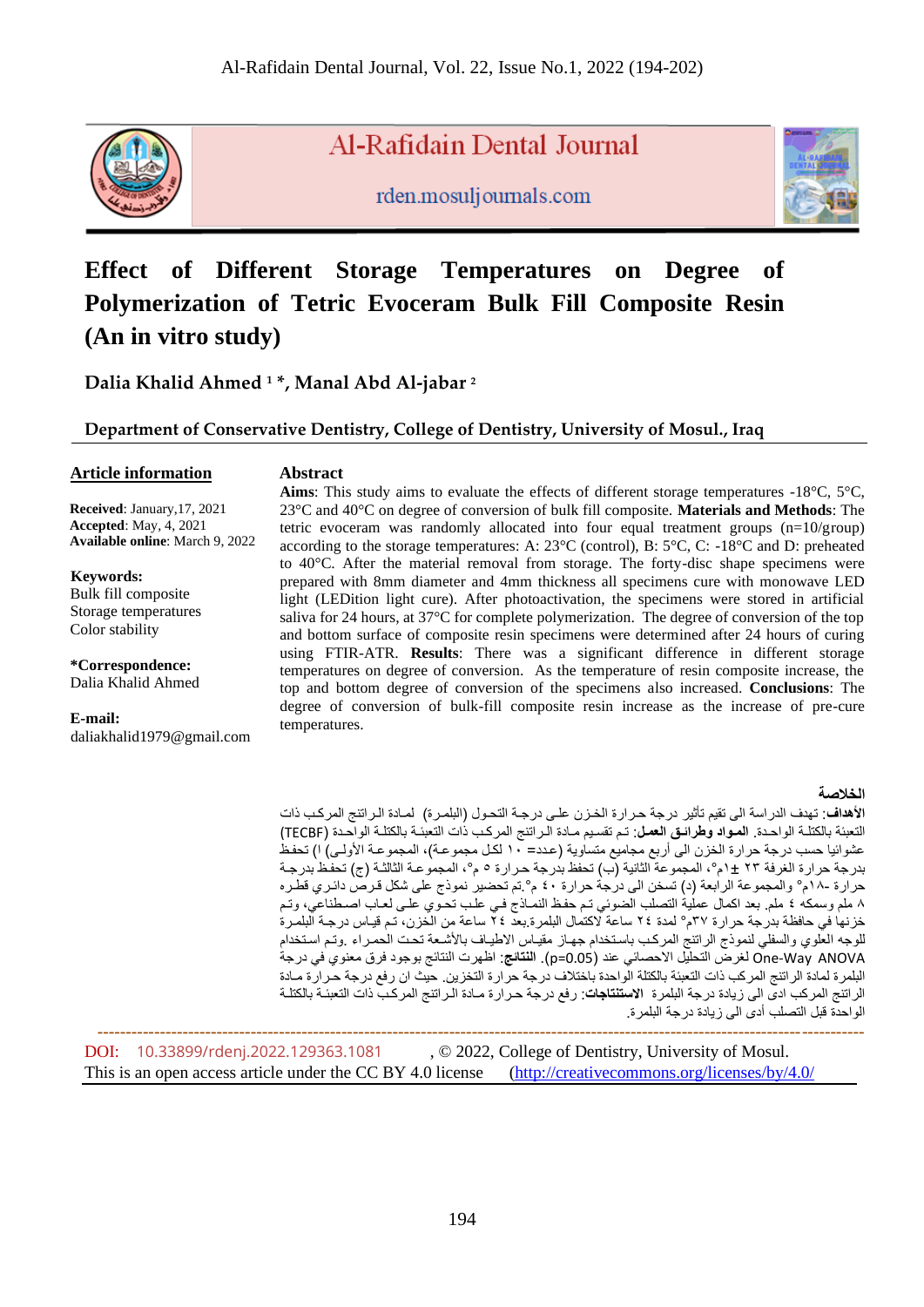Al-Rafidain Dental Journal

rden.mosuljournals.com

# Effect of Different Storage Temperatures on Degree of Polymerization of Tetric Evoceram Bulk Fill Composite Resin (An in vitro study)

**Dalia Khalid Ahmed [1] *, Manal Abd Al-jabar [2]**

**Department of Conservative Dentistry, College of Dentistry, University of Mosul., Iraq**

**Article information**

**Received**: January,17, 2021
**Accepted**: May, 4, 2021
**Available online**: March 9, 2022

**Keywords:**
Bulk fill composite
Storage temperatures
Color stability

***Correspondence:**
Dalia Khalid Ahmed

**E-mail:**
daliakhalid1979@gmail.com

## Abstract

**Aims**: This study aims to evaluate the effects of different storage temperatures -18°C, 5°C, 23°C and 40°C on degree of conversion of bulk fill composite. **Materials and Methods**: The tetric evoceram was randomly allocated into four equal treatment groups (n=10/group) according to the storage temperatures: A: 23°C (control), B: 5°C, C: -18°C and D: preheated to 40°C. After the material removal from storage. The forty-disc shape specimens were prepared with 8mm diameter and 4mm thickness all specimens cure with monowave LED light (LEDition light cure). After photoactivation, the specimens were stored in artificial saliva for 24 hours, at 37°C for complete polymerization. The degree of conversion of the top and bottom surface of composite resin specimens were determined after 24 hours of curing using FTIR-ATR. **Results**: There was a significant difference in different storage temperatures on degree of conversion. As the temperature of resin composite increase, the top and bottom degree of conversion of the specimens also increased. **Conclusions**: The degree of conversion of bulk-fill composite resin increase as the increase of pre-cure temperatures.

**الخلاصة**

**الأهداف**: تهدف الدراسة الى تقيم تأثير درجة حرارة الخزن على درجة التحول (البلمرة) لمادة الراتنج المركب ذات التعبئة بالكتلة الواحدة. **المواد وطرائق العمل**: تم تقسيم مادة الراتنج المركب ذات التعبئة بالكتلة الواحدة (TECBF) عشوائيا حسب درجة حرارة الخزن الى أربع مجاميع متساوية (عدد= ١٠ لكل مجموعة)، المجموعة الأولى) ا) تحفظ بدرجة حرارة الغرفة ٢٣ ±١م°، المجموعة الثانية (ب) تحفظ بدرجة حرارة ٥ م°، المجموعة الثالثة (ج) تحفظ بدرجة حرارة -١٨م° والمجموعة الرابعة (د) تسخن الى درجة حرارة ٤٠ م°.تم تحضير نموذج على شكل قرص دائري قطره ٨ ملم وسمكه ٤ ملم. بعد اكمال عملية التصلب الضوئي تم حفظ النماذج في علب تحوي على لعاب اصطناعي، وتم خزنها في حافظة بدرجة حرارة ٣٧م° لمدة ٢٤ ساعة لاكتمال البلمرة.بعد ٢٤ ساعة من الخزن، تم قياس درجة البلمرة للوجه العلوي والسفلي لنموذج الراتنج المركب باستخدام جهاز مقياس الاطياف بالأشعة تحت الحمراء .وتم استخدام One-Way ANOVA لغرض التحليل الاحصائي عند (p=0.05). **النتائج**: اظهرت النتائج بوجود فرق معنوي في درجة البلمرة لمادة الراتنج المركب ذات التعبئة بالكتلة الواحدة باختلاف درجة حرارة التخزين. حيث ان رفع درجة حرارة مادة الراتنج المركب ادى الى زيادة درجة البلمرة **الاستنتاجات**: رفع درجة حرارة مادة الراتنج المركب ذات التعبئة بالكتلة الواحدة قبل التصلب أدى الى زيادة درجة البلمرة.

DOI: 10.33899/rdenj.2022.129363.1081, © 2022, College of Dentistry, University of Mosul.
This is an open access article under the CC BY 4.0 license (http://creativecommons.org/licenses/by/4.0/)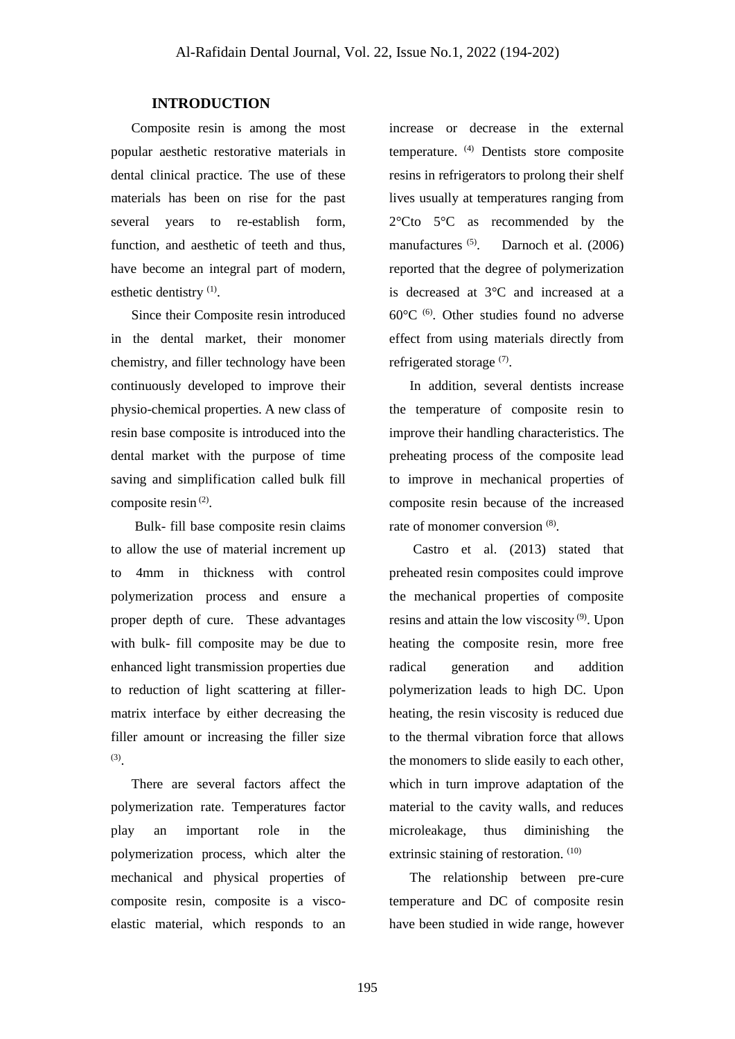## INTRODUCTION

Composite resin is among the most popular aesthetic restorative materials in dental clinical practice. The use of these materials has been on rise for the past several years to re-establish form, function, and aesthetic of teeth and thus, have become an integral part of modern, esthetic dentistry [1].

Since their Composite resin introduced in the dental market, their monomer chemistry, and filler technology have been continuously developed to improve their physio-chemical properties. A new class of resin base composite is introduced into the dental market with the purpose of time saving and simplification called bulk fill composite resin [2].

Bulk- fill base composite resin claims to allow the use of material increment up to 4mm in thickness with control polymerization process and ensure a proper depth of cure. These advantages with bulk- fill composite may be due to enhanced light transmission properties due to reduction of light scattering at filler-matrix interface by either decreasing the filler amount or increasing the filler size [3].

There are several factors affect the polymerization rate. Temperatures factor play an important role in the polymerization process, which alter the mechanical and physical properties of composite resin, composite is a visco-elastic material, which responds to an increase or decrease in the external temperature. [4] Dentists store composite resins in refrigerators to prolong their shelf lives usually at temperatures ranging from 2°Cto 5°C as recommended by the manufactures [5]. Darnoch et al. (2006) reported that the degree of polymerization is decreased at 3°C and increased at a 60°C [6]. Other studies found no adverse effect from using materials directly from refrigerated storage [7].

In addition, several dentists increase the temperature of composite resin to improve their handling characteristics. The preheating process of the composite lead to improve in mechanical properties of composite resin because of the increased rate of monomer conversion [8].

Castro et al. (2013) stated that preheated resin composites could improve the mechanical properties of composite resins and attain the low viscosity [9]. Upon heating the composite resin, more free radical generation and addition polymerization leads to high DC. Upon heating, the resin viscosity is reduced due to the thermal vibration force that allows the monomers to slide easily to each other, which in turn improve adaptation of the material to the cavity walls, and reduces microleakage, thus diminishing the extrinsic staining of restoration. [10]

The relationship between pre-cure temperature and DC of composite resin have been studied in wide range, however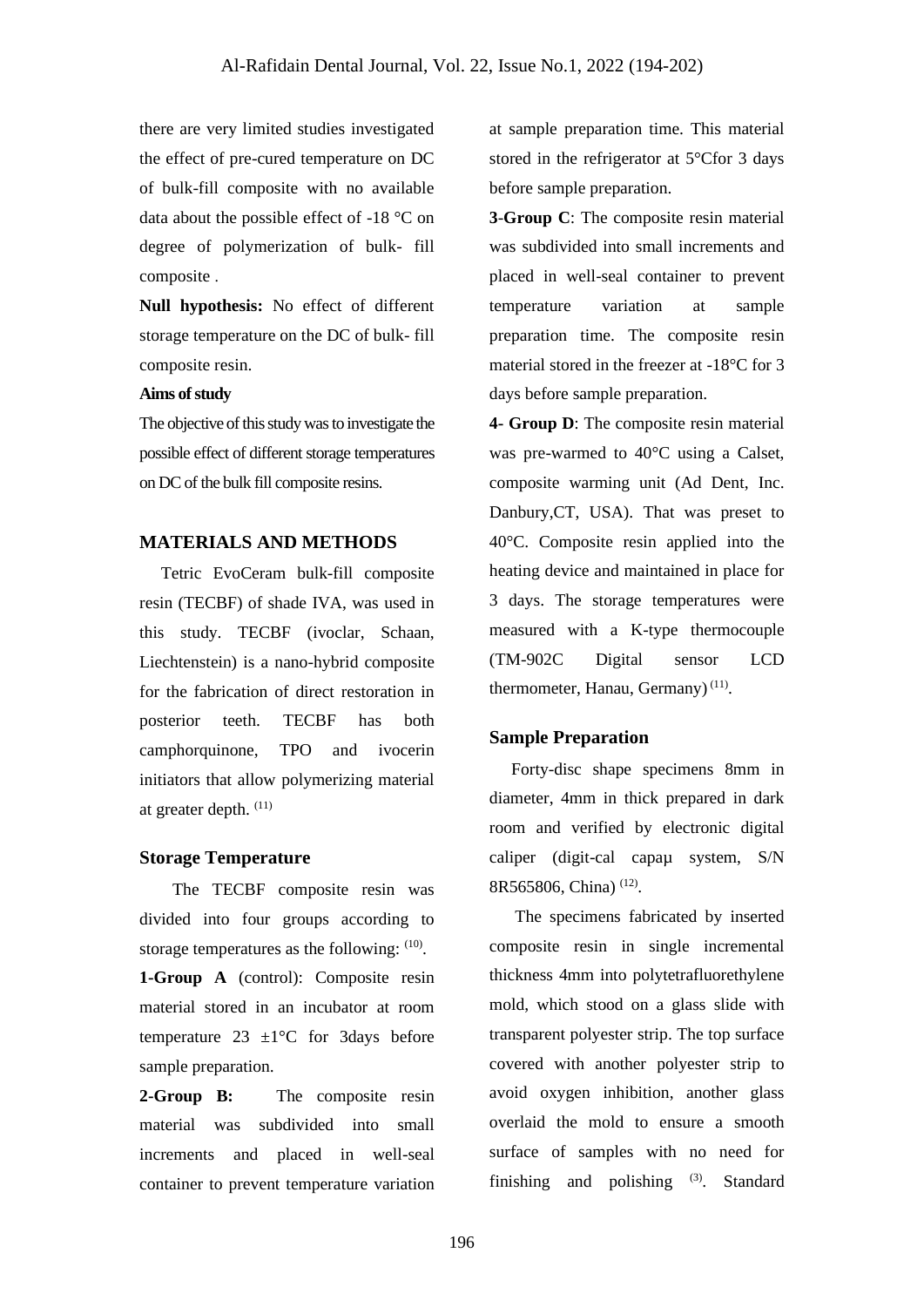there are very limited studies investigated the effect of pre-cured temperature on DC of bulk-fill composite with no available data about the possible effect of -18 °C on degree of polymerization of bulk- fill composite .

**Null hypothesis:** No effect of different storage temperature on the DC of bulk- fill composite resin.

**Aims of study**

The objective of this study was to investigate the possible effect of different storage temperatures on DC of the bulk fill composite resins.

## MATERIALS AND METHODS

Tetric EvoCeram bulk-fill composite resin (TECBF) of shade IVA, was used in this study. TECBF (ivoclar, Schaan, Liechtenstein) is a nano-hybrid composite for the fabrication of direct restoration in posterior teeth. TECBF has both camphorquinone, TPO and ivocerin initiators that allow polymerizing material at greater depth. [11]

### Storage Temperature

The TECBF composite resin was divided into four groups according to storage temperatures as the following: [10].

**1-Group A** (control): Composite resin material stored in an incubator at room temperature 23 ±1°C for 3days before sample preparation.

**2-Group B:** The composite resin material was subdivided into small increments and placed in well-seal container to prevent temperature variation at sample preparation time. This material stored in the refrigerator at 5°Cfor 3 days before sample preparation.

**3-Group C**: The composite resin material was subdivided into small increments and placed in well-seal container to prevent temperature variation at sample preparation time. The composite resin material stored in the freezer at -18°C for 3 days before sample preparation.

**4- Group D**: The composite resin material was pre-warmed to 40°C using a Calset, composite warming unit (Ad Dent, Inc. Danbury,CT, USA). That was preset to 40°C. Composite resin applied into the heating device and maintained in place for 3 days. The storage temperatures were measured with a K-type thermocouple (TM-902C Digital sensor LCD thermometer, Hanau, Germany) [11].

### Sample Preparation

Forty-disc shape specimens 8mm in diameter, 4mm in thick prepared in dark room and verified by electronic digital caliper (digit-cal capaμ system, S/N 8R565806, China) [12].

The specimens fabricated by inserted composite resin in single incremental thickness 4mm into polytetrafluorethylene mold, which stood on a glass slide with transparent polyester strip. The top surface covered with another polyester strip to avoid oxygen inhibition, another glass overlaid the mold to ensure a smooth surface of samples with no need for finishing and polishing [3]. Standard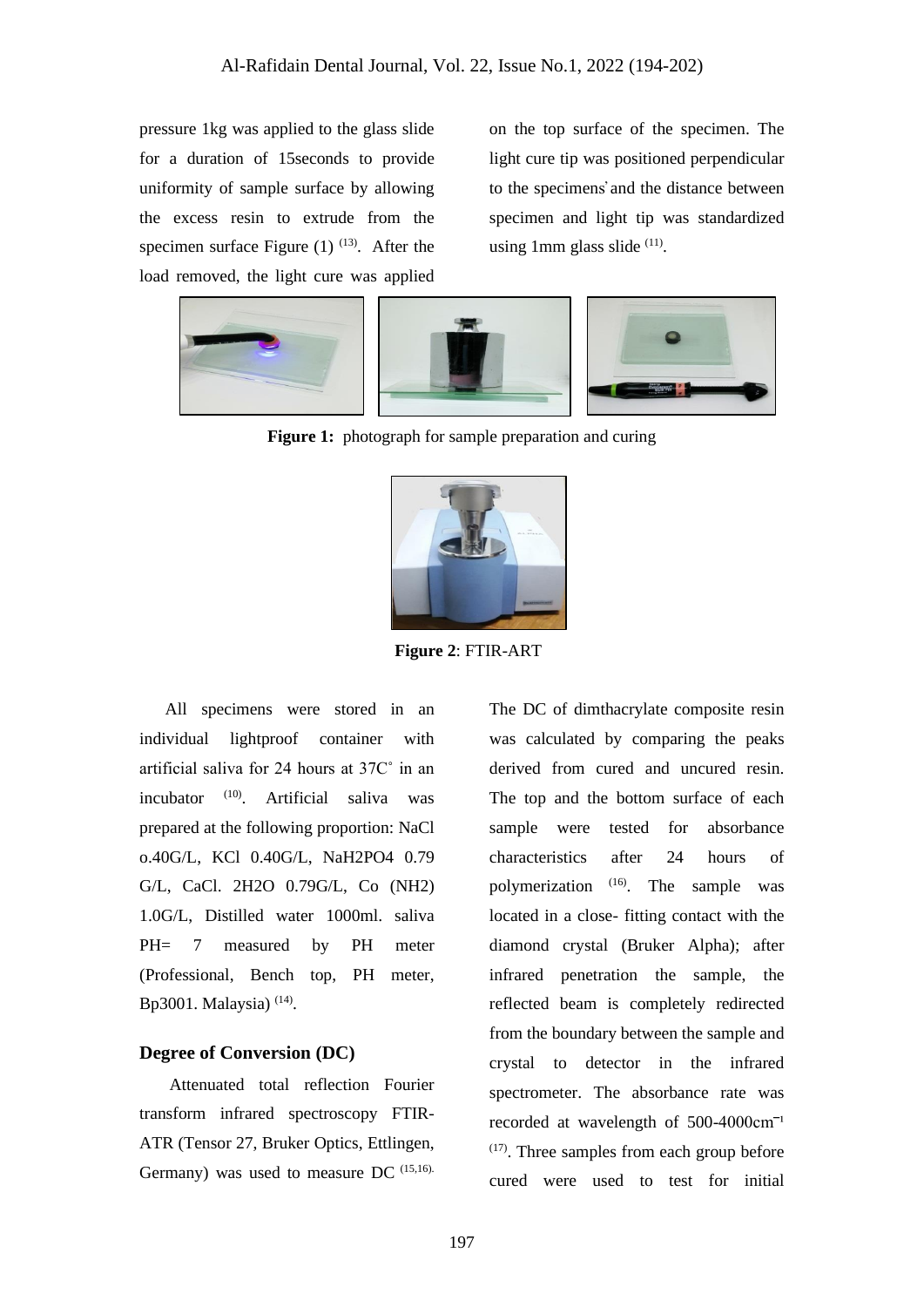pressure 1kg was applied to the glass slide for a duration of 15seconds to provide uniformity of sample surface by allowing the excess resin to extrude from the specimen surface Figure (1) [13]. After the load removed, the light cure was applied on the top surface of the specimen. The light cure tip was positioned perpendicular to the specimens̛ and the distance between specimen and light tip was standardized using 1mm glass slide [11].

**Figure 1:** photograph for sample preparation and curing

**Figure 2**: FTIR-ART

All specimens were stored in an individual lightproof container with artificial saliva for 24 hours at 37C˚ in an incubator [10]. Artificial saliva was prepared at the following proportion: NaCl o.40G/L, KCl 0.40G/L, $NaH_2PO_4$ 0.79 G/L, CaCl. $2H_2O$ 0.79G/L, Co $(NH_2)$ 1.0G/L, Distilled water 1000ml. saliva PH= 7 measured by PH meter (Professional, Bench top, PH meter, Bp3001. Malaysia) [14].

## Degree of Conversion (DC)

Attenuated total reflection Fourier transform infrared spectroscopy FTIR-ATR (Tensor 27, Bruker Optics, Ettlingen, Germany) was used to measure DC [15,16]. The DC of dimthacrylate composite resin was calculated by comparing the peaks derived from cured and uncured resin. The top and the bottom surface of each sample were tested for absorbance characteristics after 24 hours of polymerization [16]. The sample was located in a close- fitting contact with the diamond crystal (Bruker Alpha); after infrared penetration the sample, the reflected beam is completely redirected from the boundary between the sample and crystal to detector in the infrared spectrometer. The absorbance rate was recorded at wavelength of 500-4000$cm^{-1}$ [17]. Three samples from each group before cured were used to test for initial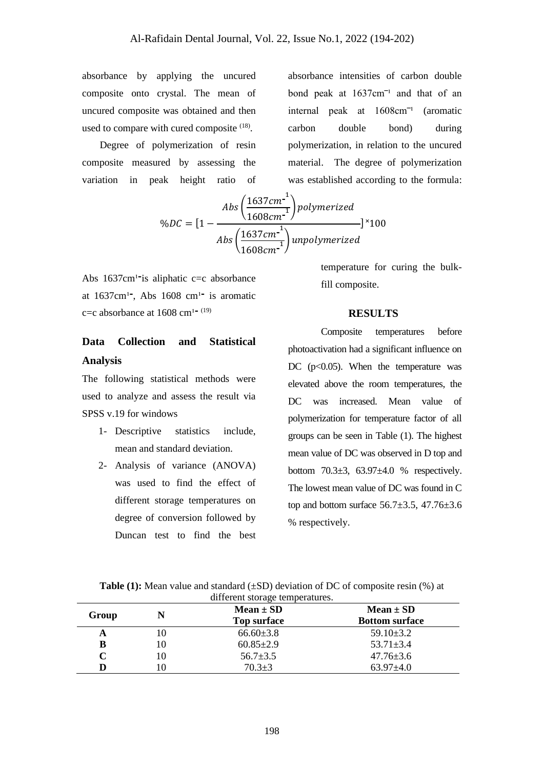absorbance by applying the uncured composite onto crystal. The mean of uncured composite was obtained and then used to compare with cured composite [18].

Degree of polymerization of resin composite measured by assessing the variation in peak height ratio of absorbance intensities of carbon double bond peak at 1637cm⁻¹ and that of an internal peak at 1608cm⁻¹ (aromatic carbon double bond) during polymerization, in relation to the uncured material. The degree of polymerization was established according to the formula:

$$\%DC = [1 - \frac{Abs\left(\frac{1637cm^{-1}}{1608cm^{-1}}\right) polymerized}{Abs\left(\frac{1637cm^{-1}}{1608cm^{-1}}\right) unpolymerized}] \times 100$$

Abs 1637cm⁻¹ is aliphatic c=c absorbance at 1637cm⁻¹, Abs 1608 cm⁻¹ is aromatic c=c absorbance at 1608 cm⁻¹ [19]

## Data Collection and Statistical Analysis

The following statistical methods were used to analyze and assess the result via SPSS v.19 for windows

1- Descriptive statistics include, mean and standard deviation.
2- Analysis of variance (ANOVA) was used to find the effect of different storage temperatures on degree of conversion followed by Duncan test to find the best temperature for curing the bulk-fill composite.

## RESULTS

Composite temperatures before photoactivation had a significant influence on DC ($p<0.05$). When the temperature was elevated above the room temperatures, the DC was increased. Mean value of polymerization for temperature factor of all groups can be seen in Table (1). The highest mean value of DC was observed in D top and bottom 70.3±3, 63.97±4.0 % respectively. The lowest mean value of DC was found in C top and bottom surface 56.7±3.5, 47.76±3.6 % respectively.

**Table (1):** Mean value and standard (±SD) deviation of DC of composite resin (%) at different storage temperatures.

| Group | N | Mean ± SD Top surface | Mean ± SD Bottom surface |
|---|---|---|---|
| **A** | 10 | 66.60±3.8 | 59.10±3.2 |
| **B** | 10 | 60.85±2.9 | 53.71±3.4 |
| **C** | 10 | 56.7±3.5 | 47.76±3.6 |
| **D** | 10 | 70.3±3 | 63.97±4.0 |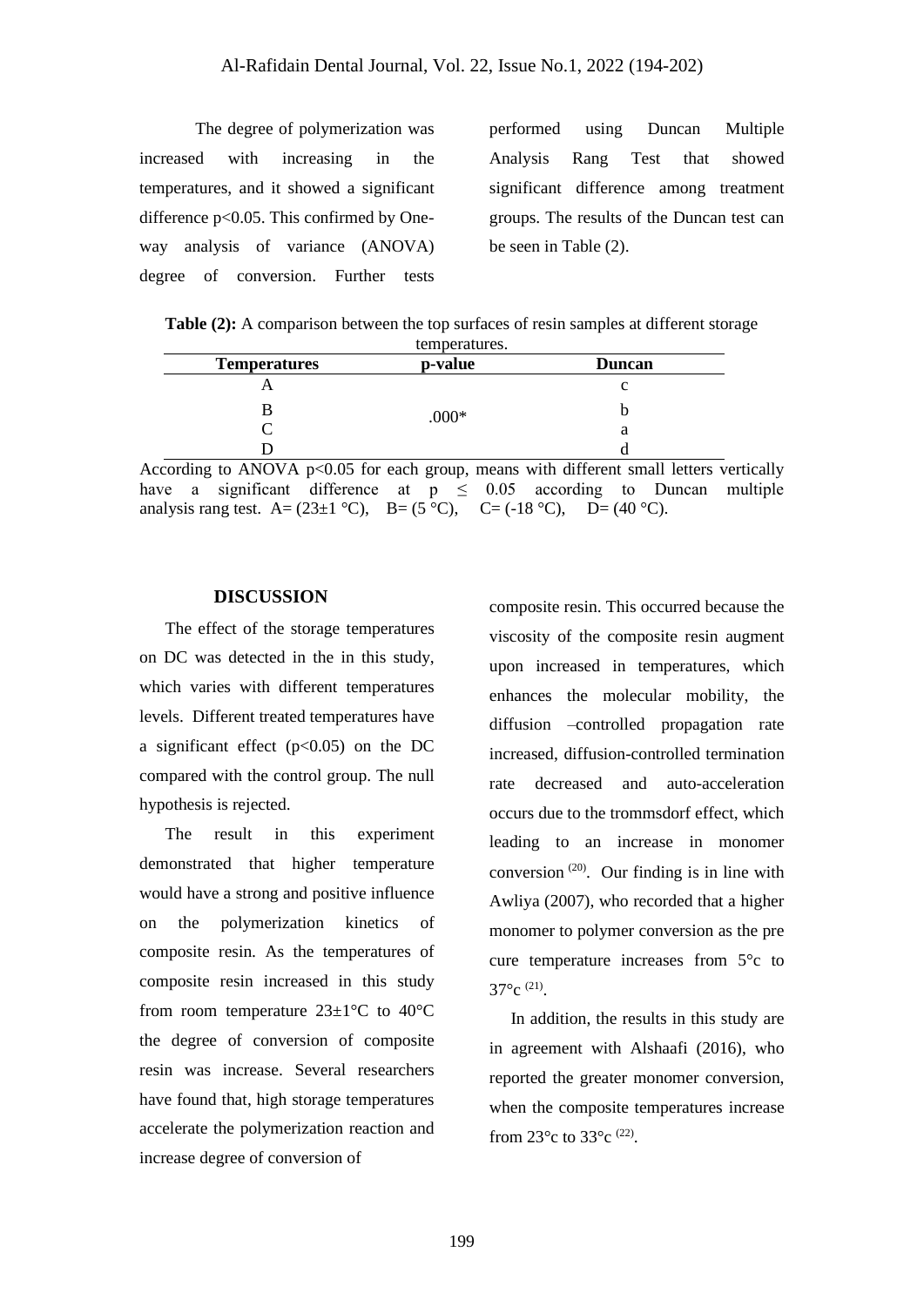The degree of polymerization was increased with increasing in the temperatures, and it showed a significant difference p<0.05. This confirmed by One-way analysis of variance (ANOVA) degree of conversion. Further tests performed using Duncan Multiple Analysis Rang Test that showed significant difference among treatment groups. The results of the Duncan test can be seen in Table (2).

**Table (2):** A comparison between the top surfaces of resin samples at different storage temperatures.

| Temperatures | p-value | Duncan |
|---|---|---|
| A | | c |
| B | .000* | b |
| C | | a |
| D | | d |

According to ANOVA p<0.05 for each group, means with different small letters vertically have a significant difference at p ≤ 0.05 according to Duncan multiple analysis rang test. A= (23±1 °C), B= (5 °C), C= (-18 °C), D= (40 °C).

## DISCUSSION

The effect of the storage temperatures on DC was detected in the in this study, which varies with different temperatures levels. Different treated temperatures have a significant effect (p<0.05) on the DC compared with the control group. The null hypothesis is rejected.

The result in this experiment demonstrated that higher temperature would have a strong and positive influence on the polymerization kinetics of composite resin. As the temperatures of composite resin increased in this study from room temperature 23±1°C to 40°C the degree of conversion of composite resin was increase. Several researchers have found that, high storage temperatures accelerate the polymerization reaction and increase degree of conversion of composite resin. This occurred because the viscosity of the composite resin augment upon increased in temperatures, which enhances the molecular mobility, the diffusion –controlled propagation rate increased, diffusion-controlled termination rate decreased and auto-acceleration occurs due to the trommsdorf effect, which leading to an increase in monomer conversion [20]. Our finding is in line with Awliya (2007), who recorded that a higher monomer to polymer conversion as the pre cure temperature increases from 5°c to 37°c [21].

In addition, the results in this study are in agreement with Alshaafi (2016), who reported the greater monomer conversion, when the composite temperatures increase from 23°c to 33°c [22].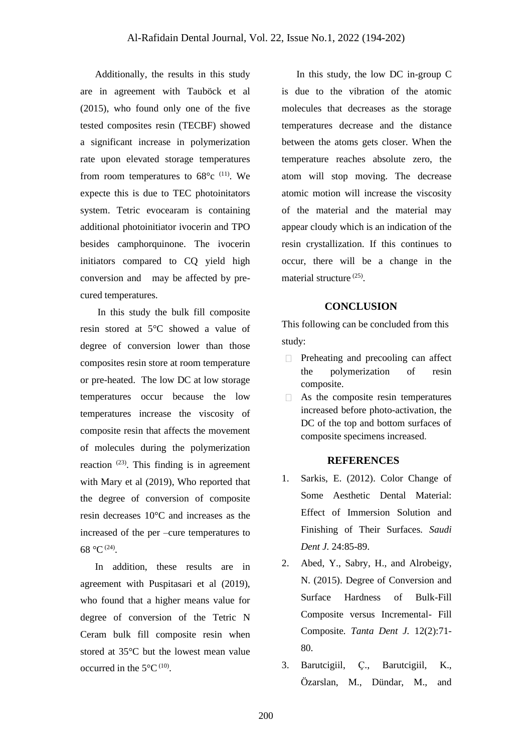Additionally, the results in this study are in agreement with Tauböck et al (2015), who found only one of the five tested composites resin (TECBF) showed a significant increase in polymerization rate upon elevated storage temperatures from room temperatures to 68°c [11]. We expecte this is due to TEC photoinitators system. Tetric evocearam is containing additional photoinitiator ivocerin and TPO besides camphorquinone. The ivocerin initiators compared to CQ yield high conversion and may be affected by pre-cured temperatures.

In this study the bulk fill composite resin stored at 5°C showed a value of degree of conversion lower than those composites resin store at room temperature or pre-heated. The low DC at low storage temperatures occur because the low temperatures increase the viscosity of composite resin that affects the movement of molecules during the polymerization reaction [23]. This finding is in agreement with Mary et al (2019), Who reported that the degree of conversion of composite resin decreases 10°C and increases as the increased of the per –cure temperatures to 68 °C [24].

In addition, these results are in agreement with Puspitasari et al (2019), who found that a higher means value for degree of conversion of the Tetric N Ceram bulk fill composite resin when stored at 35°C but the lowest mean value occurred in the 5°C [10].

In this study, the low DC in-group C is due to the vibration of the atomic molecules that decreases as the storage temperatures decrease and the distance between the atoms gets closer. When the temperature reaches absolute zero, the atom will stop moving. The decrease atomic motion will increase the viscosity of the material and the material may appear cloudy which is an indication of the resin crystallization. If this continues to occur, there will be a change in the material structure [25].

## CONCLUSION

This following can be concluded from this study:

- Preheating and precooling can affect the polymerization of resin composite.
- As the composite resin temperatures increased before photo-activation, the DC of the top and bottom surfaces of composite specimens increased.

## REFERENCES

1. Sarkis, E. (2012). Color Change of Some Aesthetic Dental Material: Effect of Immersion Solution and Finishing of Their Surfaces. *Saudi Dent J*. 24:85-89.
2. Abed, Y., Sabry, H., and Alrobeigy, N. (2015). Degree of Conversion and Surface Hardness of Bulk-Fill Composite versus Incremental- Fill Composite. *Tanta Dent J*. 12(2):71-80.
3. Barutcigiil, Ç., Barutcigiil, K., Özarslan, M., Dündar, M., and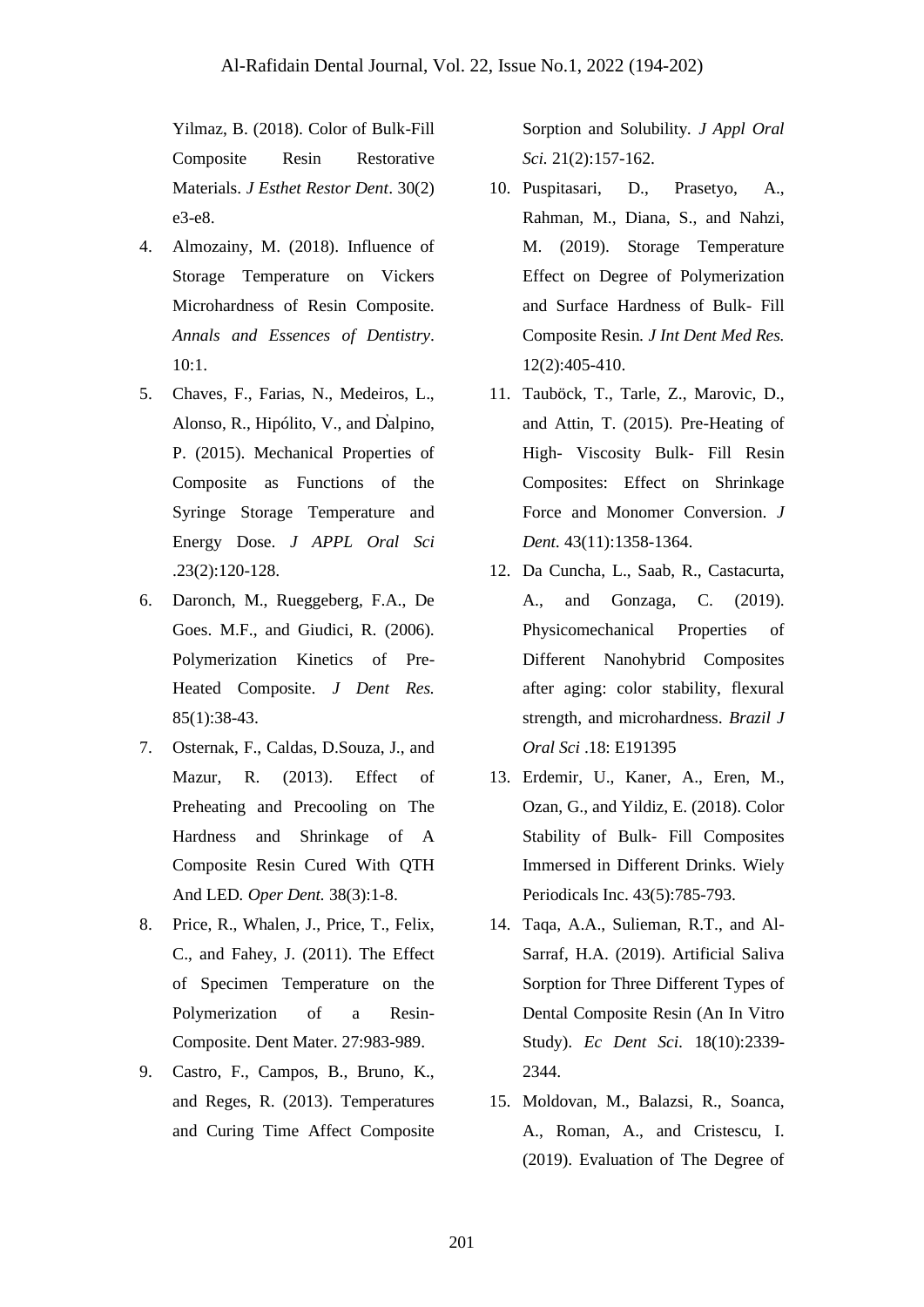Yilmaz, B. (2018). Color of Bulk-Fill Composite Resin Restorative Materials. *J Esthet Restor Dent*. 30(2) e3-e8.

4. Almozainy, M. (2018). Influence of Storage Temperature on Vickers Microhardness of Resin Composite. *Annals and Essences of Dentistry*. 10:1.
5. Chaves, F., Farias, N., Medeiros, L., Alonso, R., Hipólito, V., and D̀alpino, P. (2015). Mechanical Properties of Composite as Functions of the Syringe Storage Temperature and Energy Dose. *J APPL Oral Sci* .23(2):120-128.
6. Daronch, M., Rueggeberg, F.A., De Goes. M.F., and Giudici, R. (2006). Polymerization Kinetics of Pre-Heated Composite. *J Dent Res.* 85(1):38-43.
7. Osternak, F., Caldas, D.Souza, J., and Mazur, R. (2013). Effect of Preheating and Precooling on The Hardness and Shrinkage of A Composite Resin Cured With QTH And LED. *Oper Dent.* 38(3):1-8.
8. Price, R., Whalen, J., Price, T., Felix, C., and Fahey, J. (2011). The Effect of Specimen Temperature on the Polymerization of a Resin-Composite. Dent Mater. 27:983-989.
9. Castro, F., Campos, B., Bruno, K., and Reges, R. (2013). Temperatures and Curing Time Affect Composite Sorption and Solubility. *J Appl Oral Sci.* 21(2):157-162.
10. Puspitasari, D., Prasetyo, A., Rahman, M., Diana, S., and Nahzi, M. (2019). Storage Temperature Effect on Degree of Polymerization and Surface Hardness of Bulk- Fill Composite Resin. *J Int Dent Med Res.* 12(2):405-410.
11. Tauböck, T., Tarle, Z., Marovic, D., and Attin, T. (2015). Pre-Heating of High- Viscosity Bulk- Fill Resin Composites: Effect on Shrinkage Force and Monomer Conversion. *J Dent.* 43(11):1358-1364.
12. Da Cuncha, L., Saab, R., Castacurta, A., and Gonzaga, C. (2019). Physicomechanical Properties of Different Nanohybrid Composites after aging: color stability, flexural strength, and microhardness. *Brazil J Oral Sci* .18: E191395
13. Erdemir, U., Kaner, A., Eren, M., Ozan, G., and Yildiz, E. (2018). Color Stability of Bulk- Fill Composites Immersed in Different Drinks. Wiely Periodicals Inc. 43(5):785-793.
14. Taqa, A.A., Sulieman, R.T., and Al-Sarraf, H.A. (2019). Artificial Saliva Sorption for Three Different Types of Dental Composite Resin (An In Vitro Study). *Ec Dent Sci.* 18(10):2339-2344.
15. Moldovan, M., Balazsi, R., Soanca, A., Roman, A., and Cristescu, I. (2019). Evaluation of The Degree of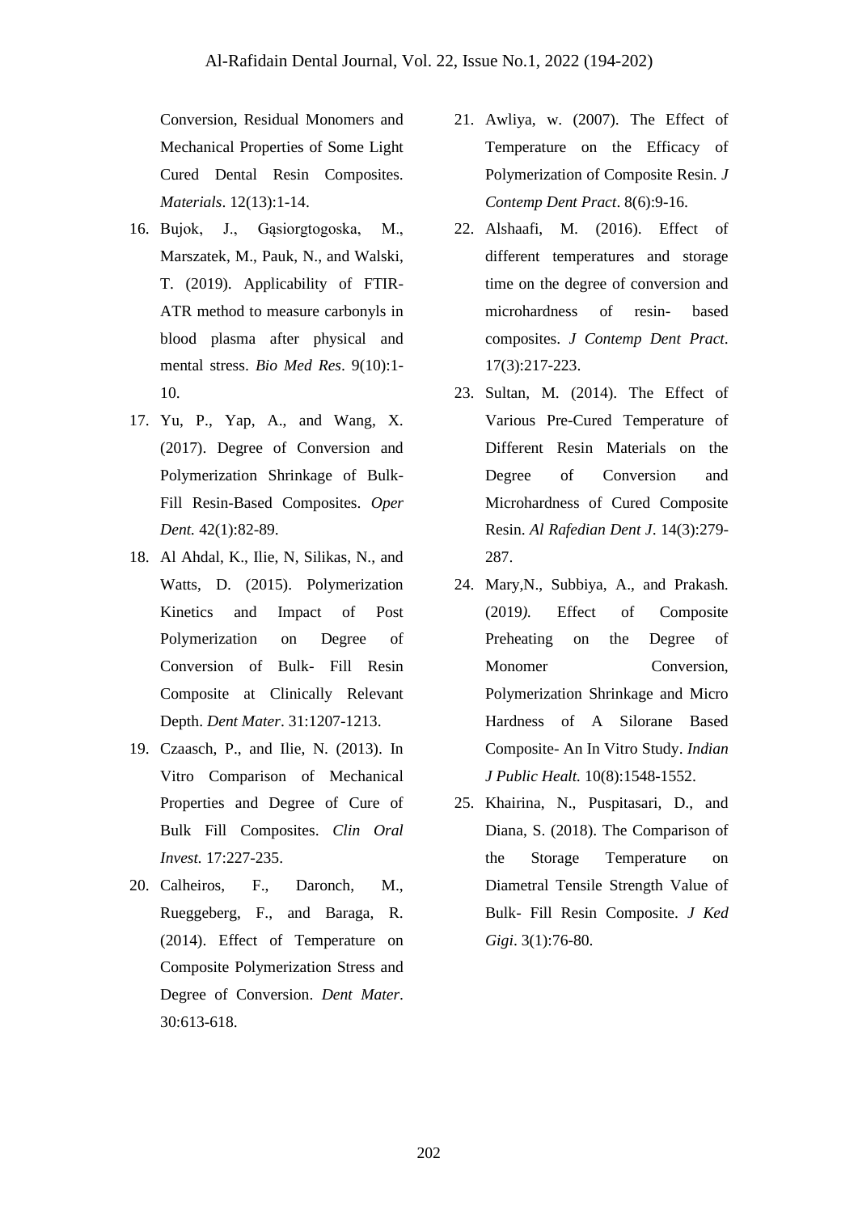Conversion, Residual Monomers and Mechanical Properties of Some Light Cured Dental Resin Composites. *Materials*. 12(13):1-14.

16. Bujok, J., Gąsiorgtogoska, M., Marszatek, M., Pauk, N., and Walski, T. (2019). Applicability of FTIR-ATR method to measure carbonyls in blood plasma after physical and mental stress. *Bio Med Res*. 9(10):1-10.
17. Yu, P., Yap, A., and Wang, X. (2017). Degree of Conversion and Polymerization Shrinkage of Bulk-Fill Resin-Based Composites. *Oper Dent.* 42(1):82-89.
18. Al Ahdal, K., Ilie, N, Silikas, N., and Watts, D. (2015). Polymerization Kinetics and Impact of Post Polymerization on Degree of Conversion of Bulk- Fill Resin Composite at Clinically Relevant Depth. *Dent Mater*. 31:1207-1213.
19. Czaasch, P., and Ilie, N. (2013). In Vitro Comparison of Mechanical Properties and Degree of Cure of Bulk Fill Composites. *Clin Oral Invest.* 17:227-235.
20. Calheiros, F., Daronch, M., Rueggeberg, F., and Baraga, R. (2014). Effect of Temperature on Composite Polymerization Stress and Degree of Conversion. *Dent Mater*. 30:613-618.
21. Awliya, w. (2007). The Effect of Temperature on the Efficacy of Polymerization of Composite Resin. *J Contemp Dent Pract*. 8(6):9-16.
22. Alshaafi, M. (2016). Effect of different temperatures and storage time on the degree of conversion and microhardness of resin- based composites. *J Contemp Dent Pract*. 17(3):217-223.
23. Sultan, M. (2014). The Effect of Various Pre-Cured Temperature of Different Resin Materials on the Degree of Conversion and Microhardness of Cured Composite Resin. *Al Rafedian Dent J*. 14(3):279-287.
24. Mary,N., Subbiya, A., and Prakash. (2019). Effect of Composite Preheating on the Degree of Monomer Conversion, Polymerization Shrinkage and Micro Hardness of A Silorane Based Composite- An In Vitro Study. *Indian J Public Healt.* 10(8):1548-1552.
25. Khairina, N., Puspitasari, D., and Diana, S. (2018). The Comparison of the Storage Temperature on Diametral Tensile Strength Value of Bulk- Fill Resin Composite. *J Ked Gigi*. 3(1):76-80.